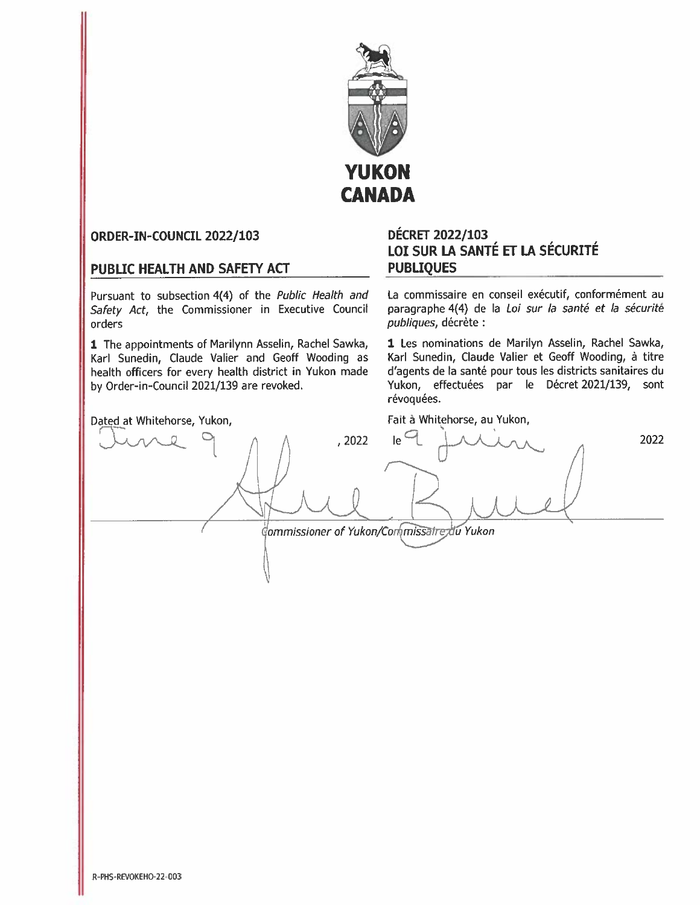**YUKON**
**CANADA**

## ORDER-IN-COUNCIL 2022/103

## PUBLIC HEALTH AND SAFETY ACT

Pursuant to subsection 4(4) of the *Public Health and Safety Act*, the Commissioner in Executive Council orders

**1** The appointments of Marilynn Asselin, Rachel Sawka, Karl Sunedin, Claude Valier and Geoff Wooding as health officers for every health district in Yukon made by Order-in-Council 2021/139 are revoked.

Dated at Whitehorse, Yukon, June 9, 2022

## DÉCRET 2022/103

## LOI SUR LA SANTÉ ET LA SÉCURITÉ PUBLIQUES

La commissaire en conseil exécutif, conformément au paragraphe 4(4) de la *Loi sur la santé et la sécurité publiques*, décrète :

**1** Les nominations de Marilyn Asselin, Rachel Sawka, Karl Sunedin, Claude Valier et Geoff Wooding, à titre d'agents de la santé pour tous les districts sanitaires du Yukon, effectuées par le Décret 2021/139, sont révoquées.

Fait à Whitehorse, au Yukon, le 9 juin 2022

*Commissioner of Yukon/Commissaire du Yukon*

R-PHS-REVOKEHO-22-003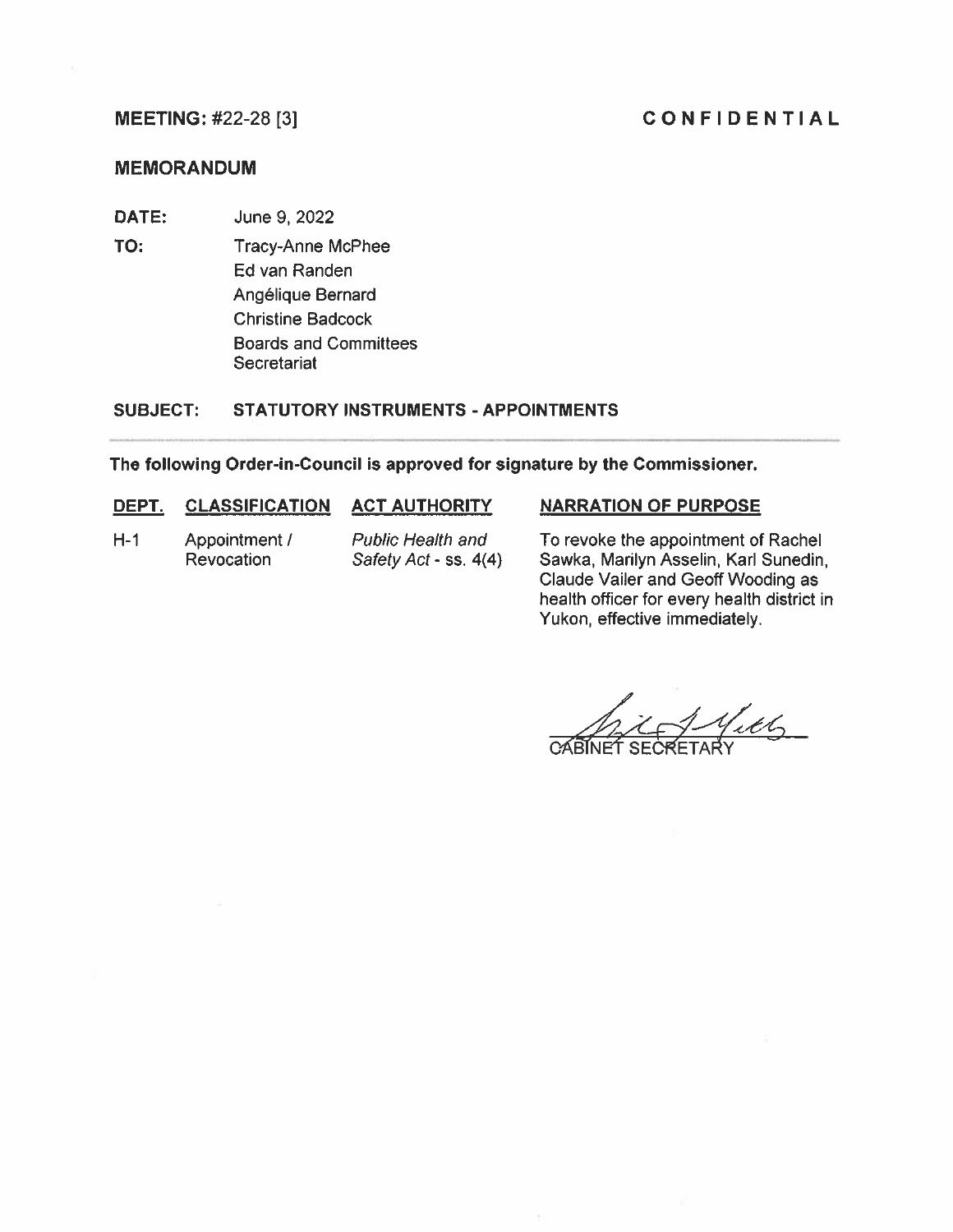**MEETING:** #22-28 [3]

**CONFIDENTIAL**

## MEMORANDUM

**DATE:** June 9, 2022

**TO:** Tracy-Anne McPhee
Ed van Randen
Angélique Bernard
Christine Badcock
Boards and Committees Secretariat

**SUBJECT: STATUTORY INSTRUMENTS - APPOINTMENTS**

**The following Order-in-Council is approved for signature by the Commissioner.**

| DEPT. | CLASSIFICATION | ACT AUTHORITY | NARRATION OF PURPOSE |
|---|---|---|---|
| H-1 | Appointment / Revocation | *Public Health and Safety Act* - ss. 4(4) | To revoke the appointment of Rachel Sawka, Marilyn Asselin, Karl Sunedin, Claude Vailer and Geoff Wooding as health officer for every health district in Yukon, effective immediately. |

CABINET SECRETARY